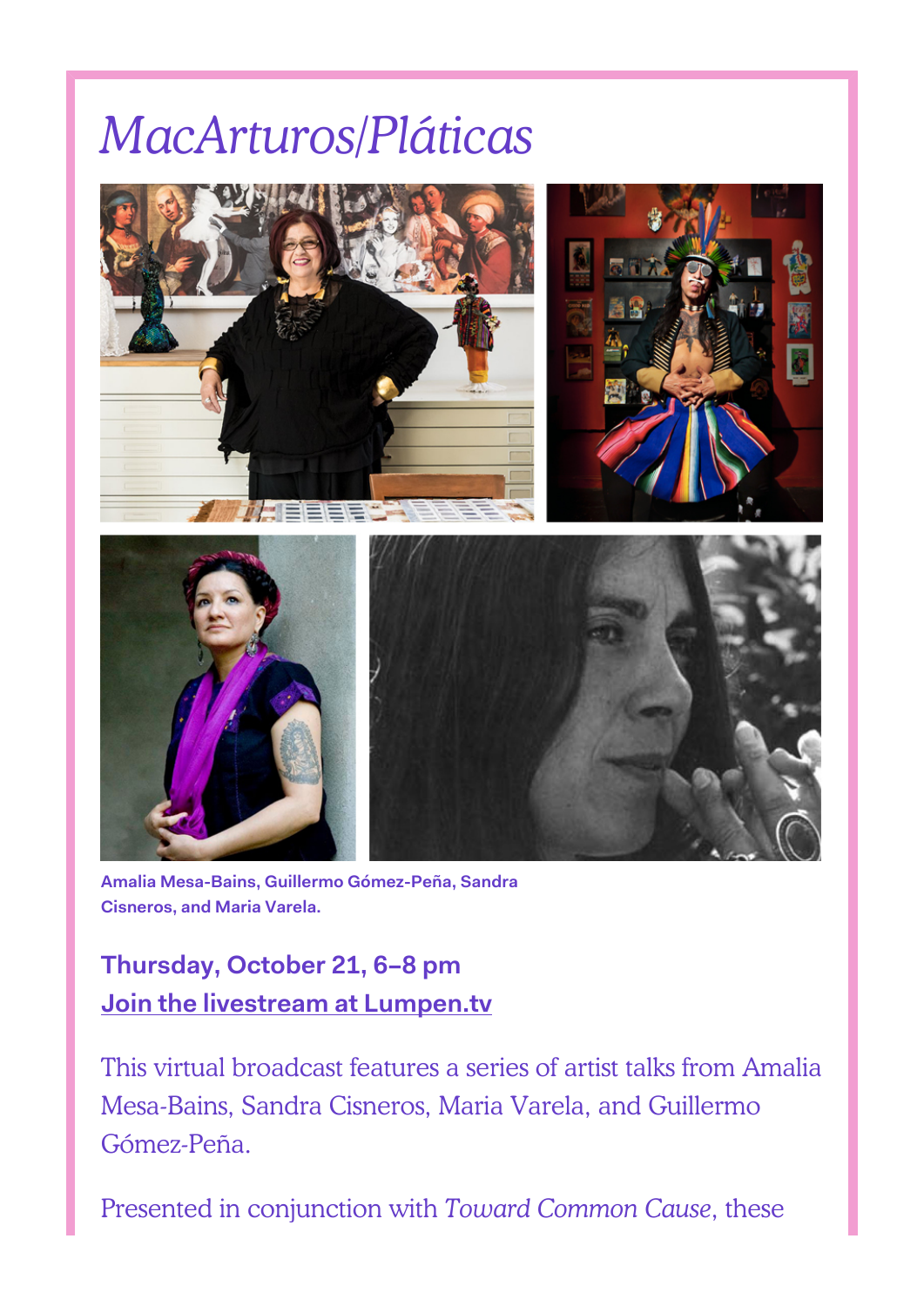# *MacArturos/Pláticas*

**Amalia Mesa-Bains, Guillermo Gómez-Peña, Sandra Cisneros, and Maria Varela.**

**Thursday, October 21, 6–8 pm**
**Join the livestream at Lumpen.tv**

This virtual broadcast features a series of artist talks from Amalia Mesa-Bains, Sandra Cisneros, Maria Varela, and Guillermo Gómez-Peña.

Presented in conjunction with *Toward Common Cause*, these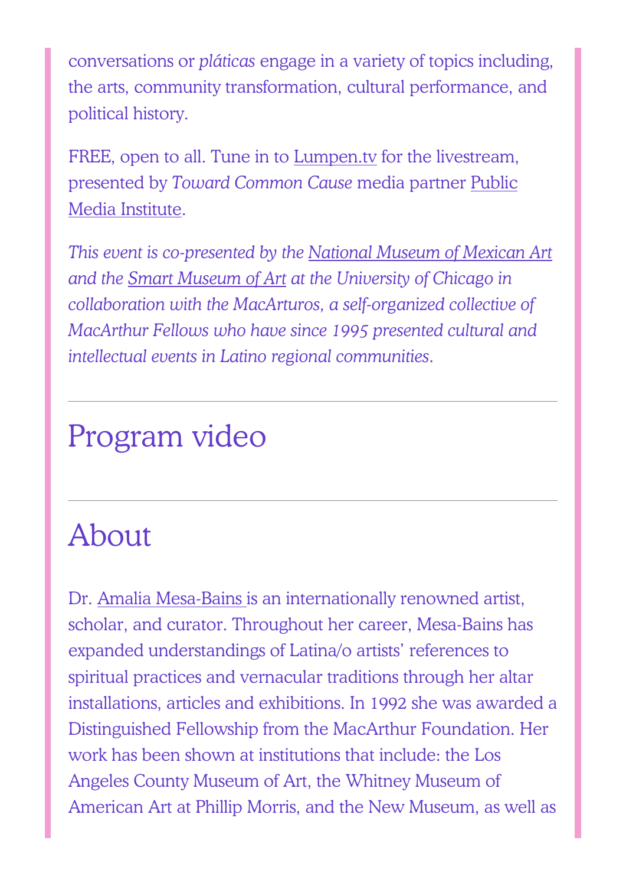conversations or *pláticas* engage in a variety of topics including, the arts, community transformation, cultural performance, and political history.

FREE, open to all. Tune in to Lumpen.tv for the livestream, presented by *Toward Common Cause* media partner Public Media Institute.

*This event is co-presented by the National Museum of Mexican Art and the Smart Museum of Art at the University of Chicago in collaboration with the MacArturos, a self-organized collective of MacArthur Fellows who have since 1995 presented cultural and intellectual events in Latino regional communities.*

---

## Program video

---

## About

Dr. Amalia Mesa-Bains is an internationally renowned artist, scholar, and curator. Throughout her career, Mesa-Bains has expanded understandings of Latina/o artists' references to spiritual practices and vernacular traditions through her altar installations, articles and exhibitions. In 1992 she was awarded a Distinguished Fellowship from the MacArthur Foundation. Her work has been shown at institutions that include: the Los Angeles County Museum of Art, the Whitney Museum of American Art at Phillip Morris, and the New Museum, as well as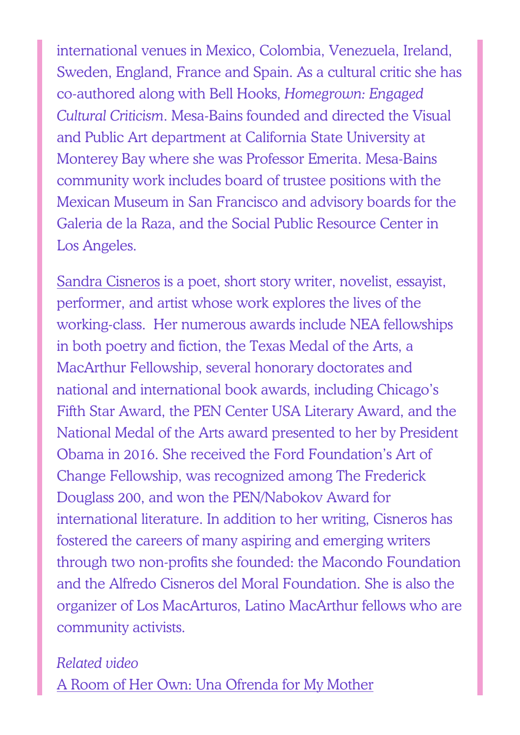international venues in Mexico, Colombia, Venezuela, Ireland, Sweden, England, France and Spain. As a cultural critic she has co-authored along with Bell Hooks, *Homegrown: Engaged Cultural Criticism*. Mesa-Bains founded and directed the Visual and Public Art department at California State University at Monterey Bay where she was Professor Emerita. Mesa-Bains community work includes board of trustee positions with the Mexican Museum in San Francisco and advisory boards for the Galeria de la Raza, and the Social Public Resource Center in Los Angeles.

Sandra Cisneros is a poet, short story writer, novelist, essayist, performer, and artist whose work explores the lives of the working-class.  Her numerous awards include NEA fellowships in both poetry and fiction, the Texas Medal of the Arts, a MacArthur Fellowship, several honorary doctorates and national and international book awards, including Chicago's Fifth Star Award, the PEN Center USA Literary Award, and the National Medal of the Arts award presented to her by President Obama in 2016. She received the Ford Foundation's Art of Change Fellowship, was recognized among The Frederick Douglass 200, and won the PEN/Nabokov Award for international literature. In addition to her writing, Cisneros has fostered the careers of many aspiring and emerging writers through two non-profits she founded: the Macondo Foundation and the Alfredo Cisneros del Moral Foundation. She is also the organizer of Los MacArturos, Latino MacArthur fellows who are community activists.

*Related video*
A Room of Her Own: Una Ofrenda for My Mother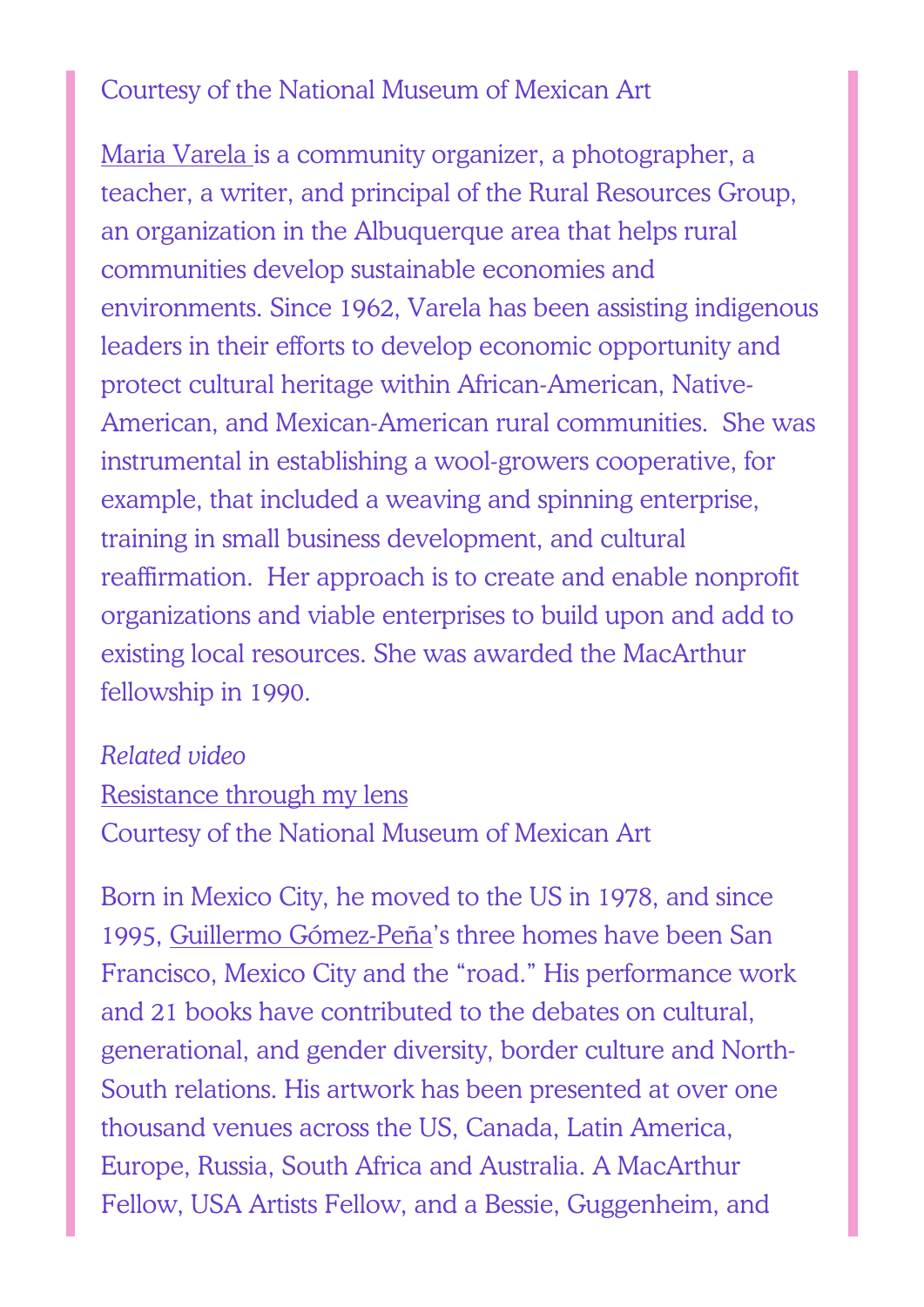Courtesy of the National Museum of Mexican Art

Maria Varela is a community organizer, a photographer, a teacher, a writer, and principal of the Rural Resources Group, an organization in the Albuquerque area that helps rural communities develop sustainable economies and environments. Since 1962, Varela has been assisting indigenous leaders in their efforts to develop economic opportunity and protect cultural heritage within African-American, Native-American, and Mexican-American rural communities. She was instrumental in establishing a wool-growers cooperative, for example, that included a weaving and spinning enterprise, training in small business development, and cultural reaffirmation. Her approach is to create and enable nonprofit organizations and viable enterprises to build upon and add to existing local resources. She was awarded the MacArthur fellowship in 1990.

*Related video*
Resistance through my lens
Courtesy of the National Museum of Mexican Art

Born in Mexico City, he moved to the US in 1978, and since 1995, Guillermo Gómez-Peña's three homes have been San Francisco, Mexico City and the "road." His performance work and 21 books have contributed to the debates on cultural, generational, and gender diversity, border culture and North-South relations. His artwork has been presented at over one thousand venues across the US, Canada, Latin America, Europe, Russia, South Africa and Australia. A MacArthur Fellow, USA Artists Fellow, and a Bessie, Guggenheim, and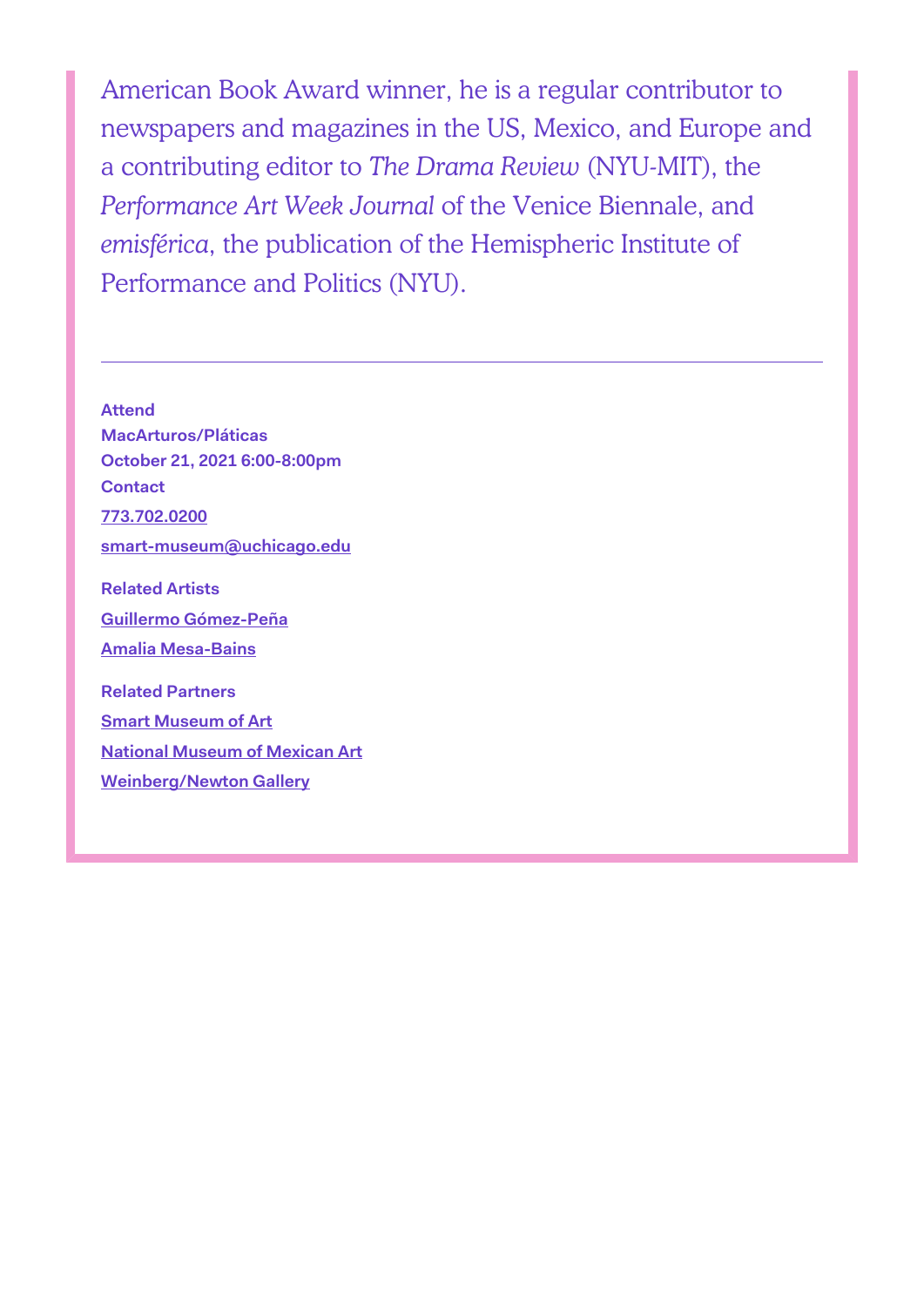American Book Award winner, he is a regular contributor to newspapers and magazines in the US, Mexico, and Europe and a contributing editor to *The Drama Review* (NYU-MIT), the *Performance Art Week Journal* of the Venice Biennale, and *emisférica*, the publication of the Hemispheric Institute of Performance and Politics (NYU).

---

**Attend**
**MacArturos/Pláticas**
**October 21, 2021 6:00-8:00pm**
**Contact**
**773.702.0200**
**smart-museum@uchicago.edu**

**Related Artists**
**Guillermo Gómez-Peña**
**Amalia Mesa-Bains**

**Related Partners**
**Smart Museum of Art**
**National Museum of Mexican Art**
**Weinberg/Newton Gallery**